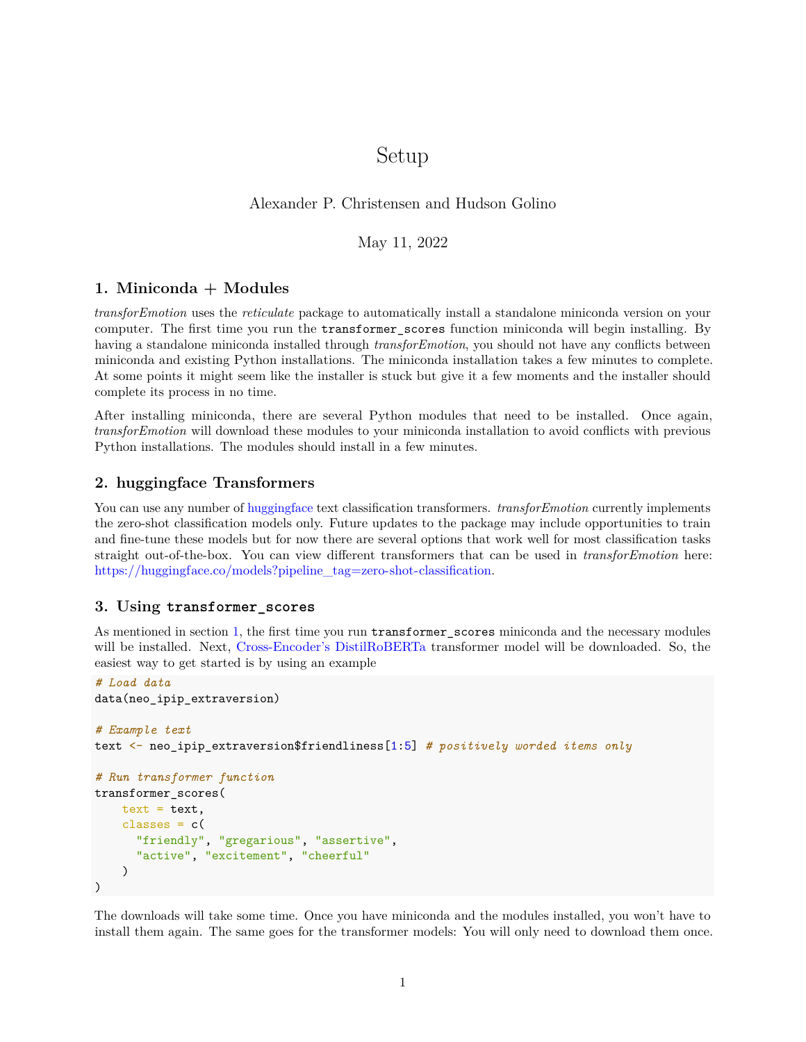# Setup

Alexander P. Christensen and Hudson Golino

May 11, 2022

## 1. Miniconda + Modules

*transforEmotion* uses the *reticulate* package to automatically install a standalone miniconda version on your computer. The first time you run the `transformer_scores` function miniconda will begin installing. By having a standalone miniconda installed through *transforEmotion*, you should not have any conflicts between miniconda and existing Python installations. The miniconda installation takes a few minutes to complete. At some points it might seem like the installer is stuck but give it a few moments and the installer should complete its process in no time.

After installing miniconda, there are several Python modules that need to be installed. Once again, *transforEmotion* will download these modules to your miniconda installation to avoid conflicts with previous Python installations. The modules should install in a few minutes.

## 2. huggingface Transformers

You can use any number of huggingface text classification transformers. *transforEmotion* currently implements the zero-shot classification models only. Future updates to the package may include opportunities to train and fine-tune these models but for now there are several options that work well for most classification tasks straight out-of-the-box. You can view different transformers that can be used in *transforEmotion* here: https://huggingface.co/models?pipeline_tag=zero-shot-classification.

## 3. Using `transformer_scores`

As mentioned in section 1, the first time you run `transformer_scores` miniconda and the necessary modules will be installed. Next, Cross-Encoder's DistilRoBERTa transformer model will be downloaded. So, the easiest way to get started is by using an example

```
# Load data
data(neo_ipip_extraversion)

# Example text
text <- neo_ipip_extraversion$friendliness[1:5] # positively worded items only

# Run transformer function
transformer_scores(
    text = text,
    classes = c(
      "friendly", "gregarious", "assertive",
      "active", "excitement", "cheerful"
    )
)
```

The downloads will take some time. Once you have miniconda and the modules installed, you won't have to install them again. The same goes for the transformer models: You will only need to download them once.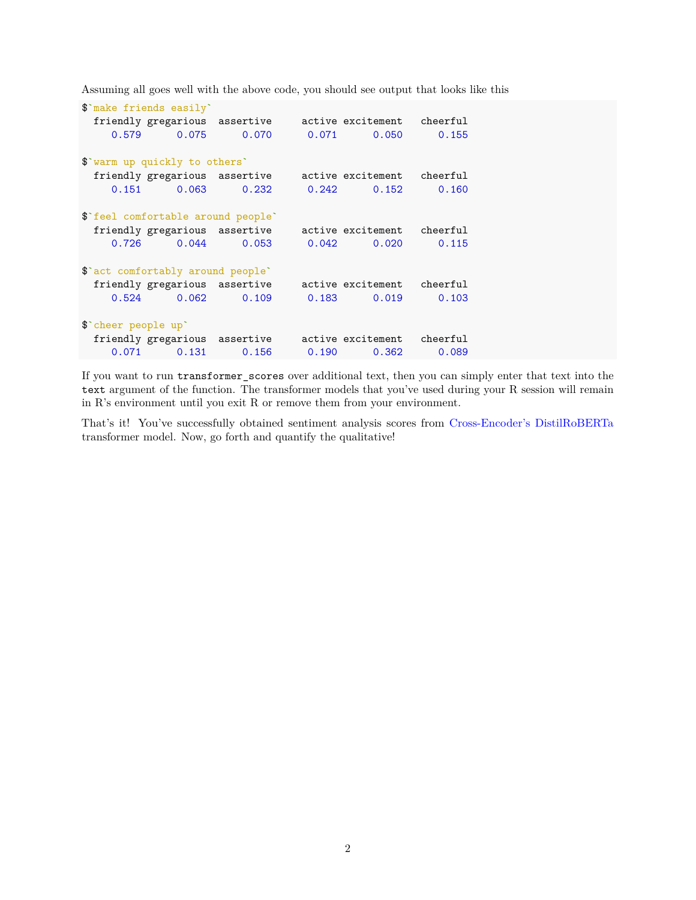Assuming all goes well with the above code, you should see output that looks like this

```
$`make friends easily`
  friendly gregarious  assertive     active excitement   cheerful 
     0.579      0.075      0.070      0.071      0.050      0.155 

$`warm up quickly to others`
  friendly gregarious  assertive     active excitement   cheerful 
     0.151      0.063      0.232      0.242      0.152      0.160 

$`feel comfortable around people`
  friendly gregarious  assertive     active excitement   cheerful 
     0.726      0.044      0.053      0.042      0.020      0.115 

$`act comfortably around people`
  friendly gregarious  assertive     active excitement   cheerful 
     0.524      0.062      0.109      0.183      0.019      0.103 

$`cheer people up`
  friendly gregarious  assertive     active excitement   cheerful 
     0.071      0.131      0.156      0.190      0.362      0.089 
```

If you want to run `transformer_scores` over additional text, then you can simply enter that text into the `text` argument of the function. The transformer models that you've used during your R session will remain in R's environment until you exit R or remove them from your environment.

That's it! You've successfully obtained sentiment analysis scores from Cross-Encoder's DistilRoBERTa transformer model. Now, go forth and quantify the qualitative!